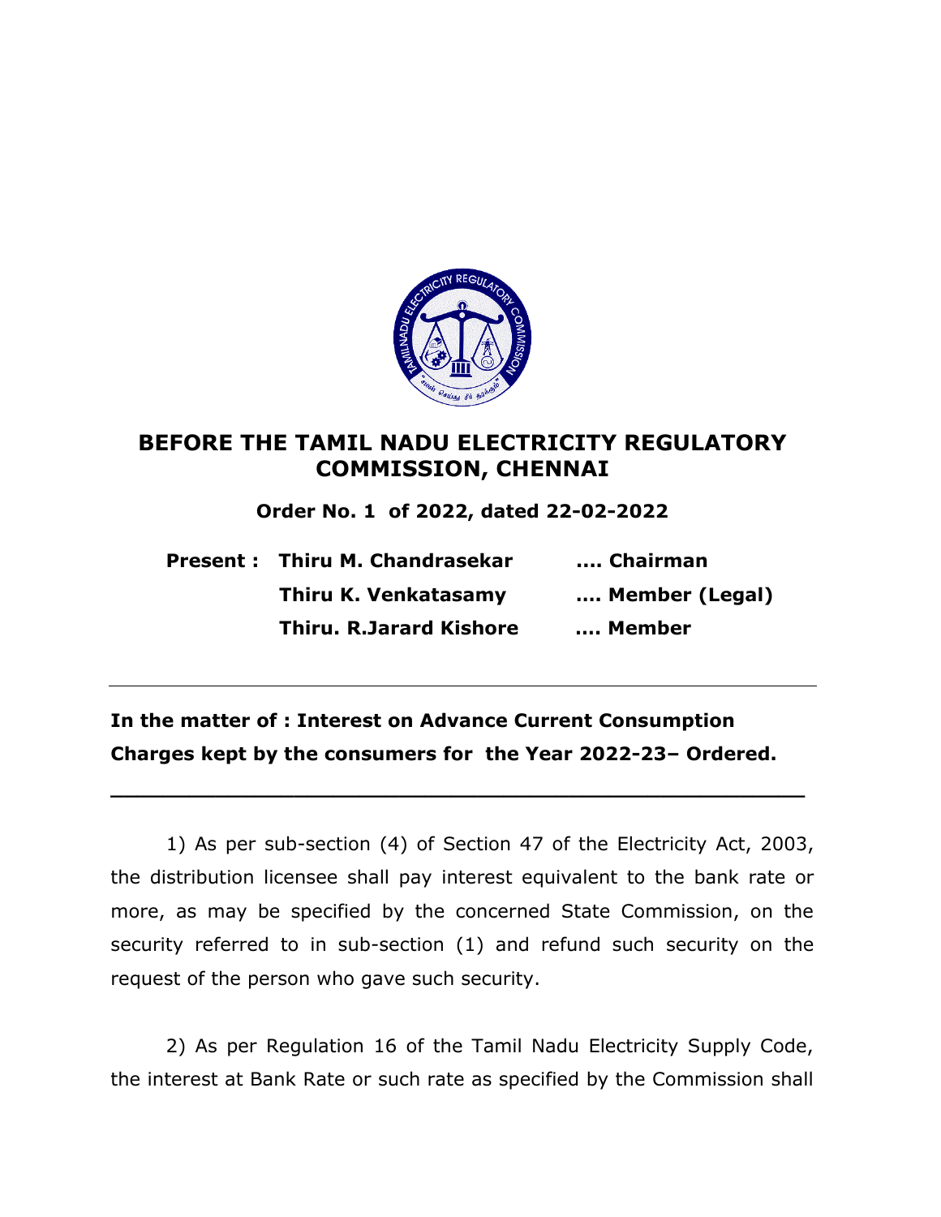# BEFORE THE TAMIL NADU ELECTRICITY REGULATORY COMMISSION, CHENNAI

**Order No. 1 of 2022, dated 22-02-2022**

| **Present :** | **Thiru M. Chandrasekar** | **.... Chairman** |
|---|---|---|
| | **Thiru K. Venkatasamy** | **.... Member (Legal)** |
| | **Thiru. R.Jarard Kishore** | **.... Member** |

---

**In the matter of : Interest on Advance Current Consumption Charges kept by the consumers for the Year 2022-23– Ordered.**

---

1) As per sub-section (4) of Section 47 of the Electricity Act, 2003, the distribution licensee shall pay interest equivalent to the bank rate or more, as may be specified by the concerned State Commission, on the security referred to in sub-section (1) and refund such security on the request of the person who gave such security.

2) As per Regulation 16 of the Tamil Nadu Electricity Supply Code, the interest at Bank Rate or such rate as specified by the Commission shall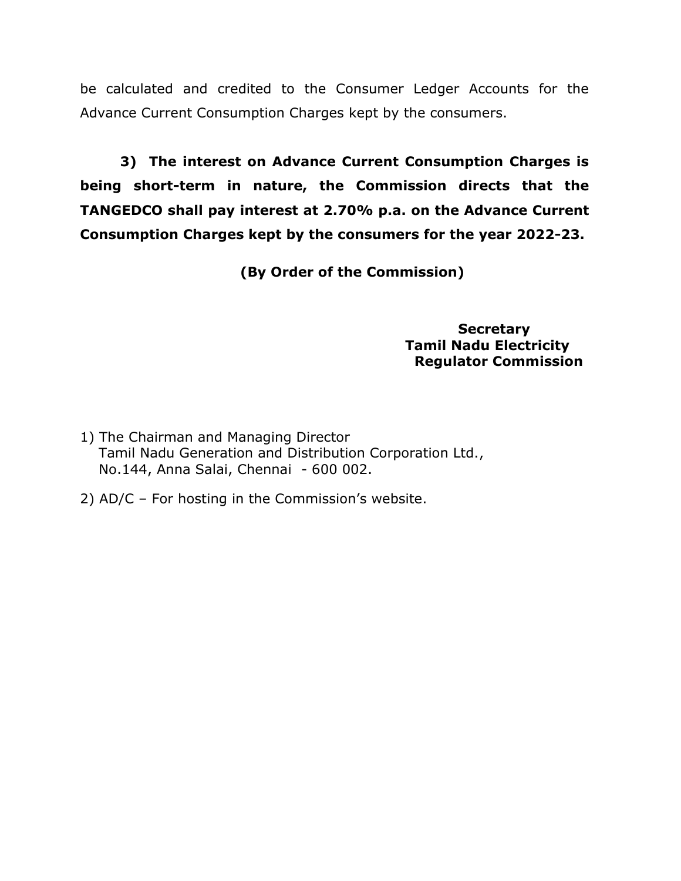be calculated and credited to the Consumer Ledger Accounts for the Advance Current Consumption Charges kept by the consumers.

**3) The interest on Advance Current Consumption Charges is being short-term in nature, the Commission directs that the TANGEDCO shall pay interest at 2.70% p.a. on the Advance Current Consumption Charges kept by the consumers for the year 2022-23.**

**(By Order of the Commission)**

**Secretary**
**Tamil Nadu Electricity Regulator Commission**

1) The Chairman and Managing Director
   Tamil Nadu Generation and Distribution Corporation Ltd.,
   No.144, Anna Salai, Chennai - 600 002.

2) AD/C – For hosting in the Commission's website.